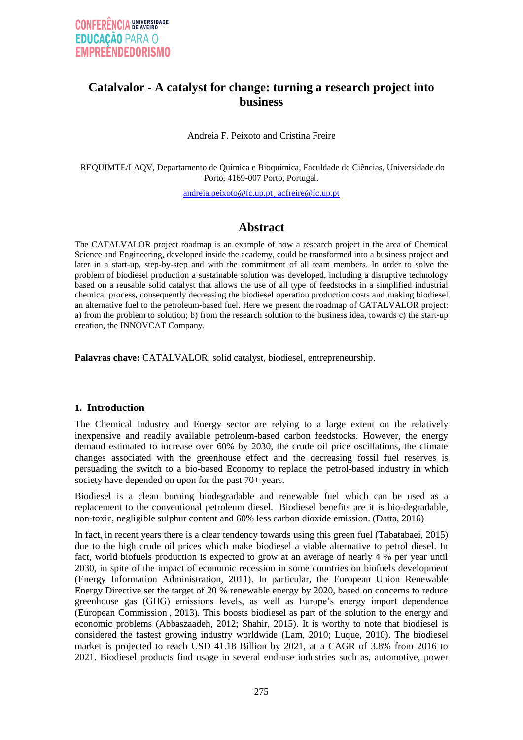# Catalvalor - A catalyst for change: turning a research project into business

Andreia F. Peixoto and Cristina Freire

REQUIMTE/LAQV, Departamento de Química e Bioquímica, Faculdade de Ciências, Universidade do Porto, 4169-007 Porto, Portugal.

andreia.peixoto@fc.up.pt¸ acfreire@fc.up.pt

## Abstract

The CATALVALOR project roadmap is an example of how a research project in the area of Chemical Science and Engineering, developed inside the academy, could be transformed into a business project and later in a start-up, step-by-step and with the commitment of all team members. In order to solve the problem of biodiesel production a sustainable solution was developed, including a disruptive technology based on a reusable solid catalyst that allows the use of all type of feedstocks in a simplified industrial chemical process, consequently decreasing the biodiesel operation production costs and making biodiesel an alternative fuel to the petroleum-based fuel. Here we present the roadmap of CATALVALOR project: a) from the problem to solution; b) from the research solution to the business idea, towards c) the start-up creation, the INNOVCAT Company.

**Palavras chave:** CATALVALOR, solid catalyst, biodiesel, entrepreneurship.

## 1. Introduction

The Chemical Industry and Energy sector are relying to a large extent on the relatively inexpensive and readily available petroleum-based carbon feedstocks. However, the energy demand estimated to increase over 60% by 2030, the crude oil price oscillations, the climate changes associated with the greenhouse effect and the decreasing fossil fuel reserves is persuading the switch to a bio-based Economy to replace the petrol-based industry in which society have depended on upon for the past 70+ years.

Biodiesel is a clean burning biodegradable and renewable fuel which can be used as a replacement to the conventional petroleum diesel. Biodiesel benefits are it is bio-degradable, non-toxic, negligible sulphur content and 60% less carbon dioxide emission. (Datta, 2016)

In fact, in recent years there is a clear tendency towards using this green fuel (Tabatabaei, 2015) due to the high crude oil prices which make biodiesel a viable alternative to petrol diesel. In fact, world biofuels production is expected to grow at an average of nearly 4 % per year until 2030, in spite of the impact of economic recession in some countries on biofuels development (Energy Information Administration, 2011). In particular, the European Union Renewable Energy Directive set the target of 20 % renewable energy by 2020, based on concerns to reduce greenhouse gas (GHG) emissions levels, as well as Europe's energy import dependence (European Commission , 2013). This boosts biodiesel as part of the solution to the energy and economic problems (Abbaszaadeh, 2012; Shahir, 2015). It is worthy to note that biodiesel is considered the fastest growing industry worldwide (Lam, 2010; Luque, 2010). The biodiesel market is projected to reach USD 41.18 Billion by 2021, at a CAGR of 3.8% from 2016 to 2021. Biodiesel products find usage in several end-use industries such as, automotive, power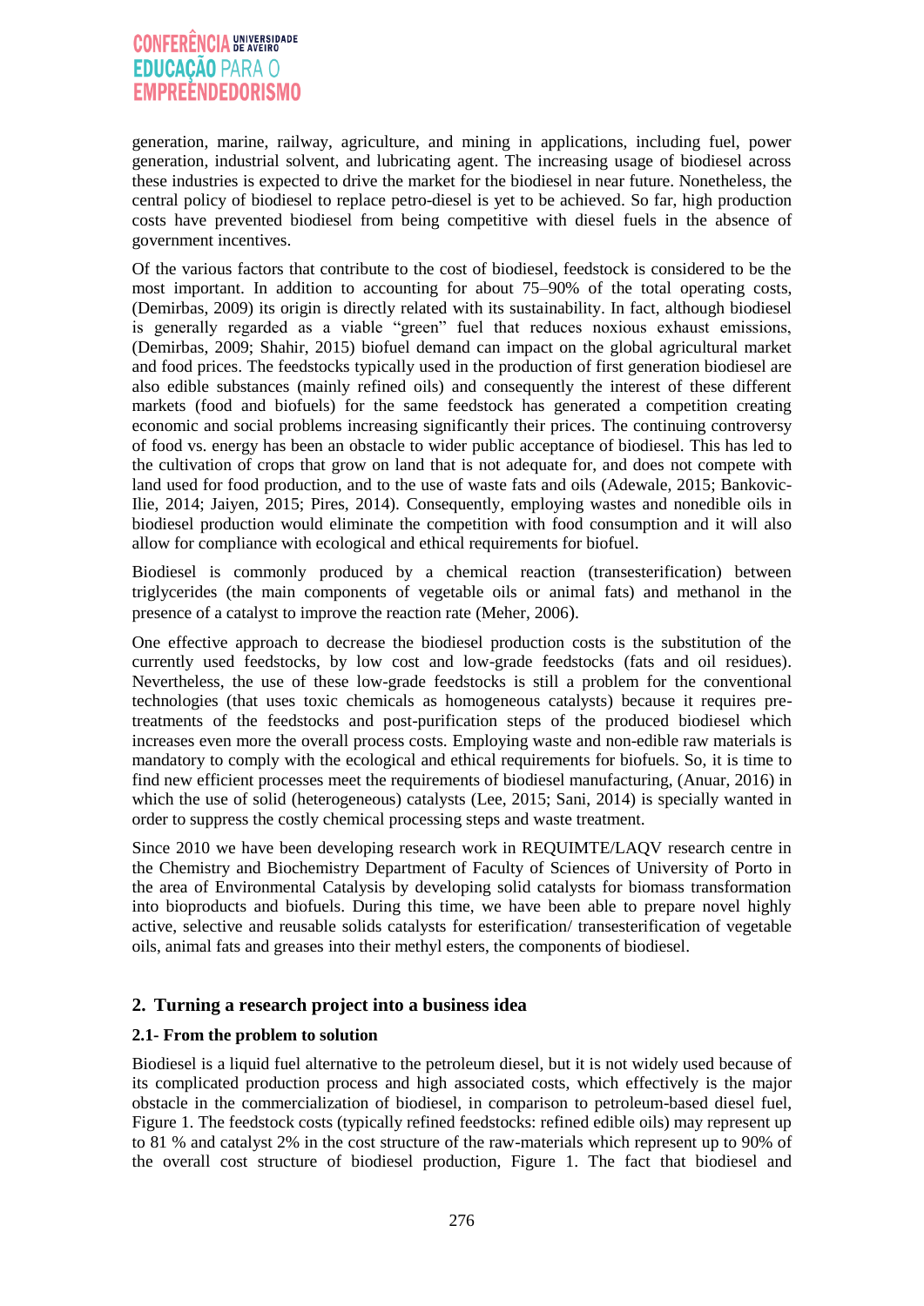generation, marine, railway, agriculture, and mining in applications, including fuel, power generation, industrial solvent, and lubricating agent. The increasing usage of biodiesel across these industries is expected to drive the market for the biodiesel in near future. Nonetheless, the central policy of biodiesel to replace petro-diesel is yet to be achieved. So far, high production costs have prevented biodiesel from being competitive with diesel fuels in the absence of government incentives.

Of the various factors that contribute to the cost of biodiesel, feedstock is considered to be the most important. In addition to accounting for about 75–90% of the total operating costs, (Demirbas, 2009) its origin is directly related with its sustainability. In fact, although biodiesel is generally regarded as a viable "green" fuel that reduces noxious exhaust emissions, (Demirbas, 2009; Shahir, 2015) biofuel demand can impact on the global agricultural market and food prices. The feedstocks typically used in the production of first generation biodiesel are also edible substances (mainly refined oils) and consequently the interest of these different markets (food and biofuels) for the same feedstock has generated a competition creating economic and social problems increasing significantly their prices. The continuing controversy of food vs. energy has been an obstacle to wider public acceptance of biodiesel. This has led to the cultivation of crops that grow on land that is not adequate for, and does not compete with land used for food production, and to the use of waste fats and oils (Adewale, 2015; Bankovic-Ilie, 2014; Jaiyen, 2015; Pires, 2014). Consequently, employing wastes and nonedible oils in biodiesel production would eliminate the competition with food consumption and it will also allow for compliance with ecological and ethical requirements for biofuel.

Biodiesel is commonly produced by a chemical reaction (transesterification) between triglycerides (the main components of vegetable oils or animal fats) and methanol in the presence of a catalyst to improve the reaction rate (Meher, 2006).

One effective approach to decrease the biodiesel production costs is the substitution of the currently used feedstocks, by low cost and low-grade feedstocks (fats and oil residues). Nevertheless, the use of these low-grade feedstocks is still a problem for the conventional technologies (that uses toxic chemicals as homogeneous catalysts) because it requires pre-treatments of the feedstocks and post-purification steps of the produced biodiesel which increases even more the overall process costs. Employing waste and non-edible raw materials is mandatory to comply with the ecological and ethical requirements for biofuels. So, it is time to find new efficient processes meet the requirements of biodiesel manufacturing, (Anuar, 2016) in which the use of solid (heterogeneous) catalysts (Lee, 2015; Sani, 2014) is specially wanted in order to suppress the costly chemical processing steps and waste treatment.

Since 2010 we have been developing research work in REQUIMTE/LAQV research centre in the Chemistry and Biochemistry Department of Faculty of Sciences of University of Porto in the area of Environmental Catalysis by developing solid catalysts for biomass transformation into bioproducts and biofuels. During this time, we have been able to prepare novel highly active, selective and reusable solids catalysts for esterification/ transesterification of vegetable oils, animal fats and greases into their methyl esters, the components of biodiesel.

## 2. Turning a research project into a business idea

### 2.1- From the problem to solution

Biodiesel is a liquid fuel alternative to the petroleum diesel, but it is not widely used because of its complicated production process and high associated costs, which effectively is the major obstacle in the commercialization of biodiesel, in comparison to petroleum-based diesel fuel, Figure 1. The feedstock costs (typically refined feedstocks: refined edible oils) may represent up to 81 % and catalyst 2% in the cost structure of the raw-materials which represent up to 90% of the overall cost structure of biodiesel production, Figure 1. The fact that biodiesel and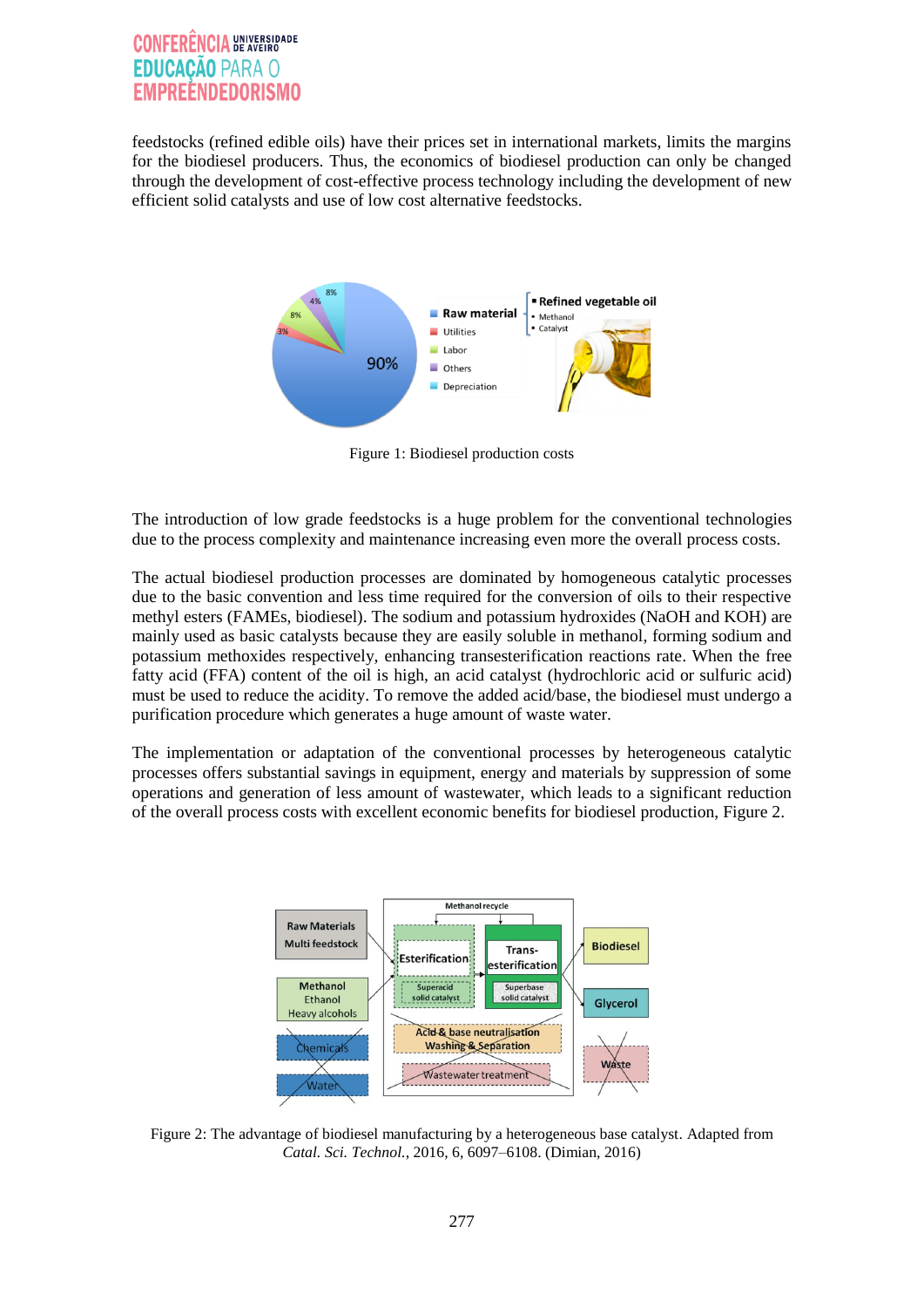feedstocks (refined edible oils) have their prices set in international markets, limits the margins for the biodiesel producers. Thus, the economics of biodiesel production can only be changed through the development of cost-effective process technology including the development of new efficient solid catalysts and use of low cost alternative feedstocks.

Figure 1: Biodiesel production costs

The introduction of low grade feedstocks is a huge problem for the conventional technologies due to the process complexity and maintenance increasing even more the overall process costs.

The actual biodiesel production processes are dominated by homogeneous catalytic processes due to the basic convention and less time required for the conversion of oils to their respective methyl esters (FAMEs, biodiesel). The sodium and potassium hydroxides (NaOH and KOH) are mainly used as basic catalysts because they are easily soluble in methanol, forming sodium and potassium methoxides respectively, enhancing transesterification reactions rate. When the free fatty acid (FFA) content of the oil is high, an acid catalyst (hydrochloric acid or sulfuric acid) must be used to reduce the acidity. To remove the added acid/base, the biodiesel must undergo a purification procedure which generates a huge amount of waste water.

The implementation or adaptation of the conventional processes by heterogeneous catalytic processes offers substantial savings in equipment, energy and materials by suppression of some operations and generation of less amount of wastewater, which leads to a significant reduction of the overall process costs with excellent economic benefits for biodiesel production, Figure 2.

Figure 2: The advantage of biodiesel manufacturing by a heterogeneous base catalyst. Adapted from *Catal. Sci. Technol.*, 2016, 6, 6097–6108. (Dimian, 2016)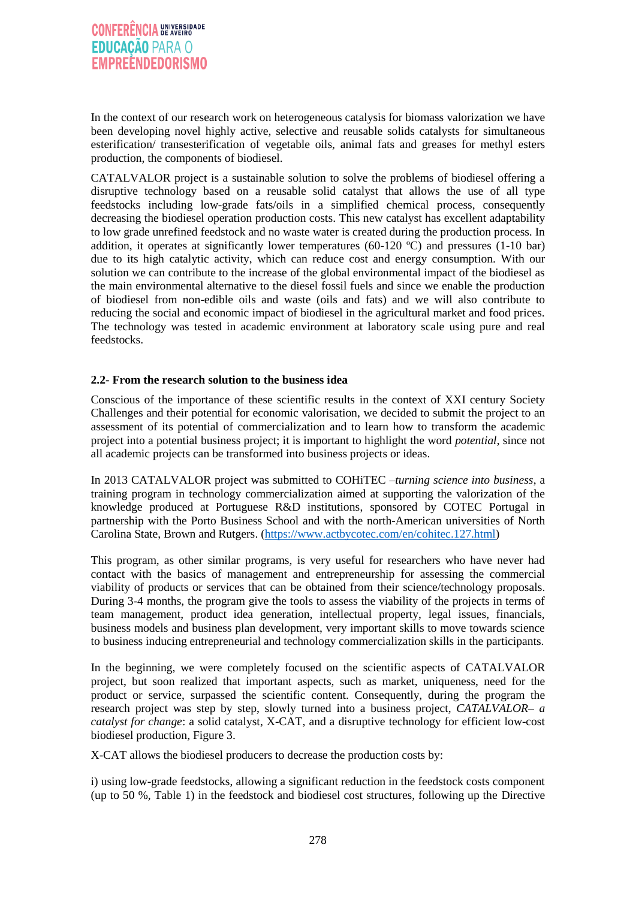In the context of our research work on heterogeneous catalysis for biomass valorization we have been developing novel highly active, selective and reusable solids catalysts for simultaneous esterification/ transesterification of vegetable oils, animal fats and greases for methyl esters production, the components of biodiesel.

CATALVALOR project is a sustainable solution to solve the problems of biodiesel offering a disruptive technology based on a reusable solid catalyst that allows the use of all type feedstocks including low-grade fats/oils in a simplified chemical process, consequently decreasing the biodiesel operation production costs. This new catalyst has excellent adaptability to low grade unrefined feedstock and no waste water is created during the production process. In addition, it operates at significantly lower temperatures (60-120 ºC) and pressures (1-10 bar) due to its high catalytic activity, which can reduce cost and energy consumption. With our solution we can contribute to the increase of the global environmental impact of the biodiesel as the main environmental alternative to the diesel fossil fuels and since we enable the production of biodiesel from non-edible oils and waste (oils and fats) and we will also contribute to reducing the social and economic impact of biodiesel in the agricultural market and food prices. The technology was tested in academic environment at laboratory scale using pure and real feedstocks.

### 2.2- From the research solution to the business idea

Conscious of the importance of these scientific results in the context of XXI century Society Challenges and their potential for economic valorisation, we decided to submit the project to an assessment of its potential of commercialization and to learn how to transform the academic project into a potential business project; it is important to highlight the word *potential*, since not all academic projects can be transformed into business projects or ideas.

In 2013 CATALVALOR project was submitted to COHiTEC –*turning science into business*, a training program in technology commercialization aimed at supporting the valorization of the knowledge produced at Portuguese R&D institutions, sponsored by COTEC Portugal in partnership with the Porto Business School and with the north-American universities of North Carolina State, Brown and Rutgers. (https://www.actbycotec.com/en/cohitec.127.html)

This program, as other similar programs, is very useful for researchers who have never had contact with the basics of management and entrepreneurship for assessing the commercial viability of products or services that can be obtained from their science/technology proposals. During 3-4 months, the program give the tools to assess the viability of the projects in terms of team management, product idea generation, intellectual property, legal issues, financials, business models and business plan development, very important skills to move towards science to business inducing entrepreneurial and technology commercialization skills in the participants.

In the beginning, we were completely focused on the scientific aspects of CATALVALOR project, but soon realized that important aspects, such as market, uniqueness, need for the product or service, surpassed the scientific content. Consequently, during the program the research project was step by step, slowly turned into a business project, *CATALVALOR– a catalyst for change*: a solid catalyst, X-CAT, and a disruptive technology for efficient low-cost biodiesel production, Figure 3.

X-CAT allows the biodiesel producers to decrease the production costs by:

i) using low-grade feedstocks, allowing a significant reduction in the feedstock costs component (up to 50 %, Table 1) in the feedstock and biodiesel cost structures, following up the Directive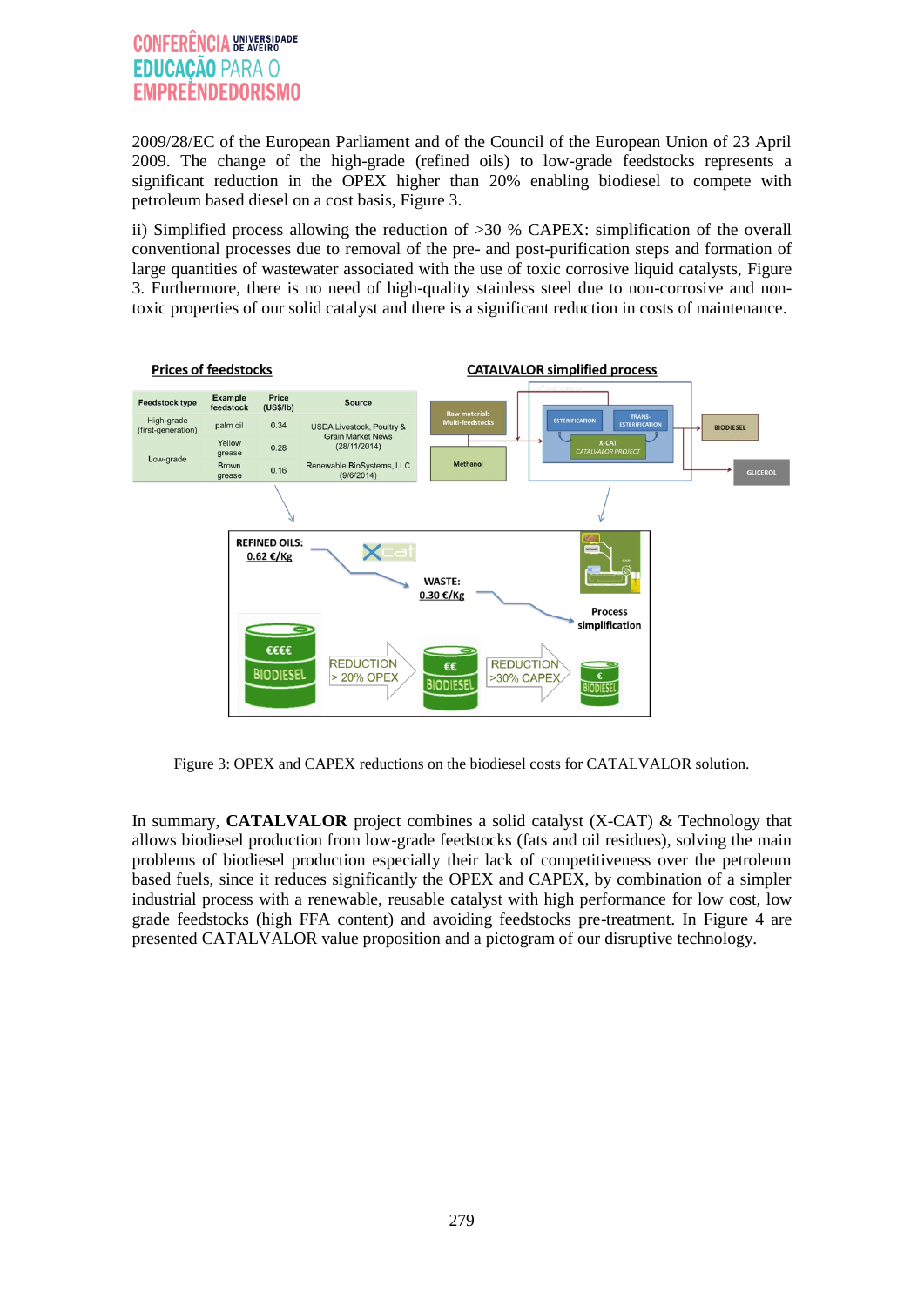2009/28/EC of the European Parliament and of the Council of the European Union of 23 April 2009. The change of the high-grade (refined oils) to low-grade feedstocks represents a significant reduction in the OPEX higher than 20% enabling biodiesel to compete with petroleum based diesel on a cost basis, Figure 3.

ii) Simplified process allowing the reduction of >30 % CAPEX: simplification of the overall conventional processes due to removal of the pre- and post-purification steps and formation of large quantities of wastewater associated with the use of toxic corrosive liquid catalysts, Figure 3. Furthermore, there is no need of high-quality stainless steel due to non-corrosive and non-toxic properties of our solid catalyst and there is a significant reduction in costs of maintenance.

Figure 3: OPEX and CAPEX reductions on the biodiesel costs for CATALVALOR solution.

In summary, **CATALVALOR** project combines a solid catalyst (X-CAT) & Technology that allows biodiesel production from low-grade feedstocks (fats and oil residues), solving the main problems of biodiesel production especially their lack of competitiveness over the petroleum based fuels, since it reduces significantly the OPEX and CAPEX, by combination of a simpler industrial process with a renewable, reusable catalyst with high performance for low cost, low grade feedstocks (high FFA content) and avoiding feedstocks pre-treatment. In Figure 4 are presented CATALVALOR value proposition and a pictogram of our disruptive technology.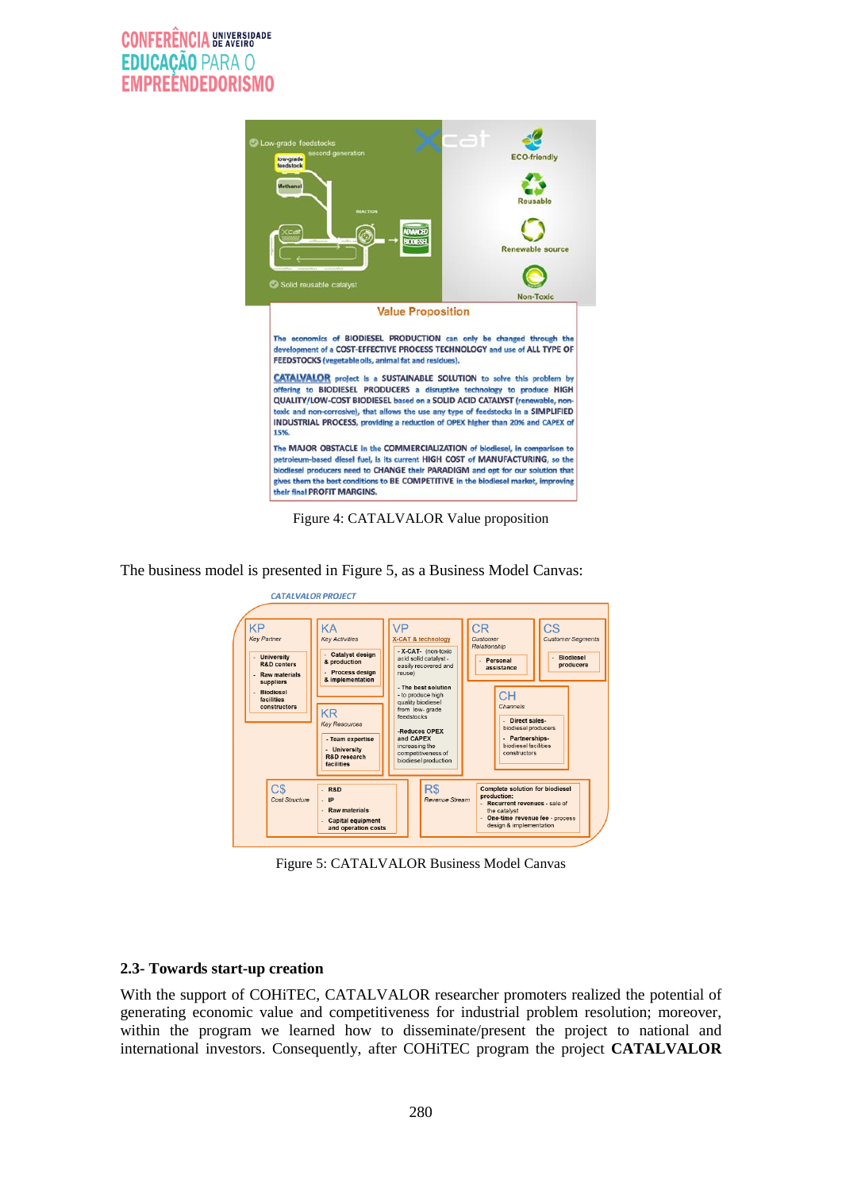Figure 4: CATALVALOR Value proposition

The business model is presented in Figure 5, as a Business Model Canvas:

Figure 5: CATALVALOR Business Model Canvas

### 2.3- Towards start-up creation

With the support of COHiTEC, CATALVALOR researcher promoters realized the potential of generating economic value and competitiveness for industrial problem resolution; moreover, within the program we learned how to disseminate/present the project to national and international investors. Consequently, after COHiTEC program the project **CATALVALOR**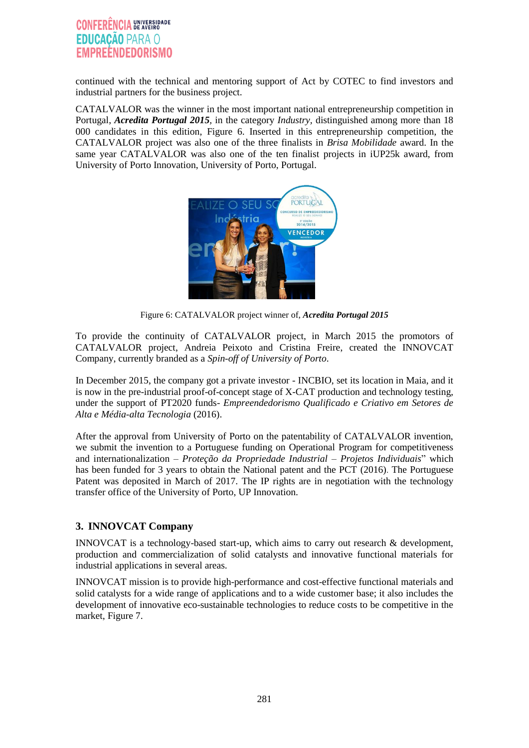continued with the technical and mentoring support of Act by COTEC to find investors and industrial partners for the business project.

CATALVALOR was the winner in the most important national entrepreneurship competition in Portugal, ***Acredita Portugal 2015***, in the category *Industry*, distinguished among more than 18 000 candidates in this edition, Figure 6. Inserted in this entrepreneurship competition, the CATALVALOR project was also one of the three finalists in *Brisa Mobilidade* award. In the same year CATALVALOR was also one of the ten finalist projects in iUP25k award, from University of Porto Innovation, University of Porto, Portugal.

Figure 6: CATALVALOR project winner of, ***Acredita Portugal 2015***

To provide the continuity of CATALVALOR project, in March 2015 the promotors of CATALVALOR project, Andreia Peixoto and Cristina Freire, created the INNOVCAT Company, currently branded as a *Spin-off of University of Porto*.

In December 2015, the company got a private investor - INCBIO, set its location in Maia, and it is now in the pre-industrial proof-of-concept stage of X-CAT production and technology testing, under the support of PT2020 funds- *Empreendedorismo Qualificado e Criativo em Setores de Alta e Média-alta Tecnologia* (2016).

After the approval from University of Porto on the patentability of CATALVALOR invention, we submit the invention to a Portuguese funding on Operational Program for competitiveness and internationalization – *Proteção da Propriedade Industrial – Projetos Individuais*" which has been funded for 3 years to obtain the National patent and the PCT (2016). The Portuguese Patent was deposited in March of 2017. The IP rights are in negotiation with the technology transfer office of the University of Porto, UP Innovation.

## 3. INNOVCAT Company

INNOVCAT is a technology-based start-up, which aims to carry out research & development, production and commercialization of solid catalysts and innovative functional materials for industrial applications in several areas.

INNOVCAT mission is to provide high-performance and cost-effective functional materials and solid catalysts for a wide range of applications and to a wide customer base; it also includes the development of innovative eco-sustainable technologies to reduce costs to be competitive in the market, Figure 7.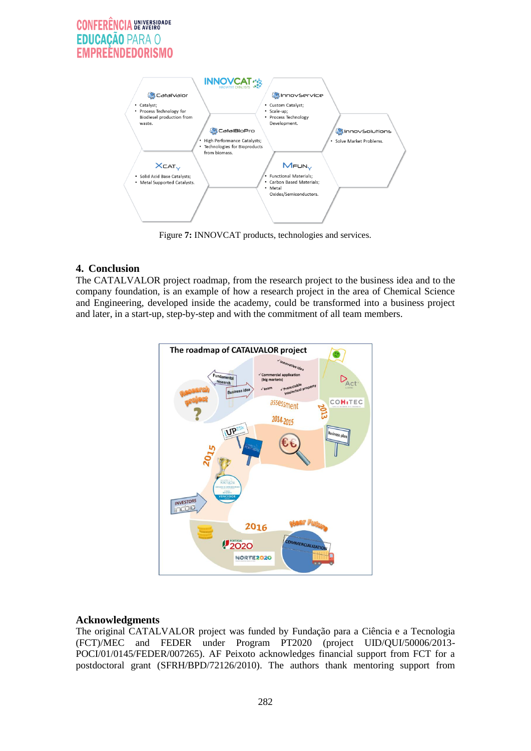Figure **7:** INNOVCAT products, technologies and services.

## 4. Conclusion

The CATALVALOR project roadmap, from the research project to the business idea and to the company foundation, is an example of how a research project in the area of Chemical Science and Engineering, developed inside the academy, could be transformed into a business project and later, in a start-up, step-by-step and with the commitment of all team members.

## Acknowledgments

The original CATALVALOR project was funded by Fundação para a Ciência e a Tecnologia (FCT)/MEC and FEDER under Program PT2020 (project UID/QUI/50006/2013-POCI/01/0145/FEDER/007265). AF Peixoto acknowledges financial support from FCT for a postdoctoral grant (SFRH/BPD/72126/2010). The authors thank mentoring support from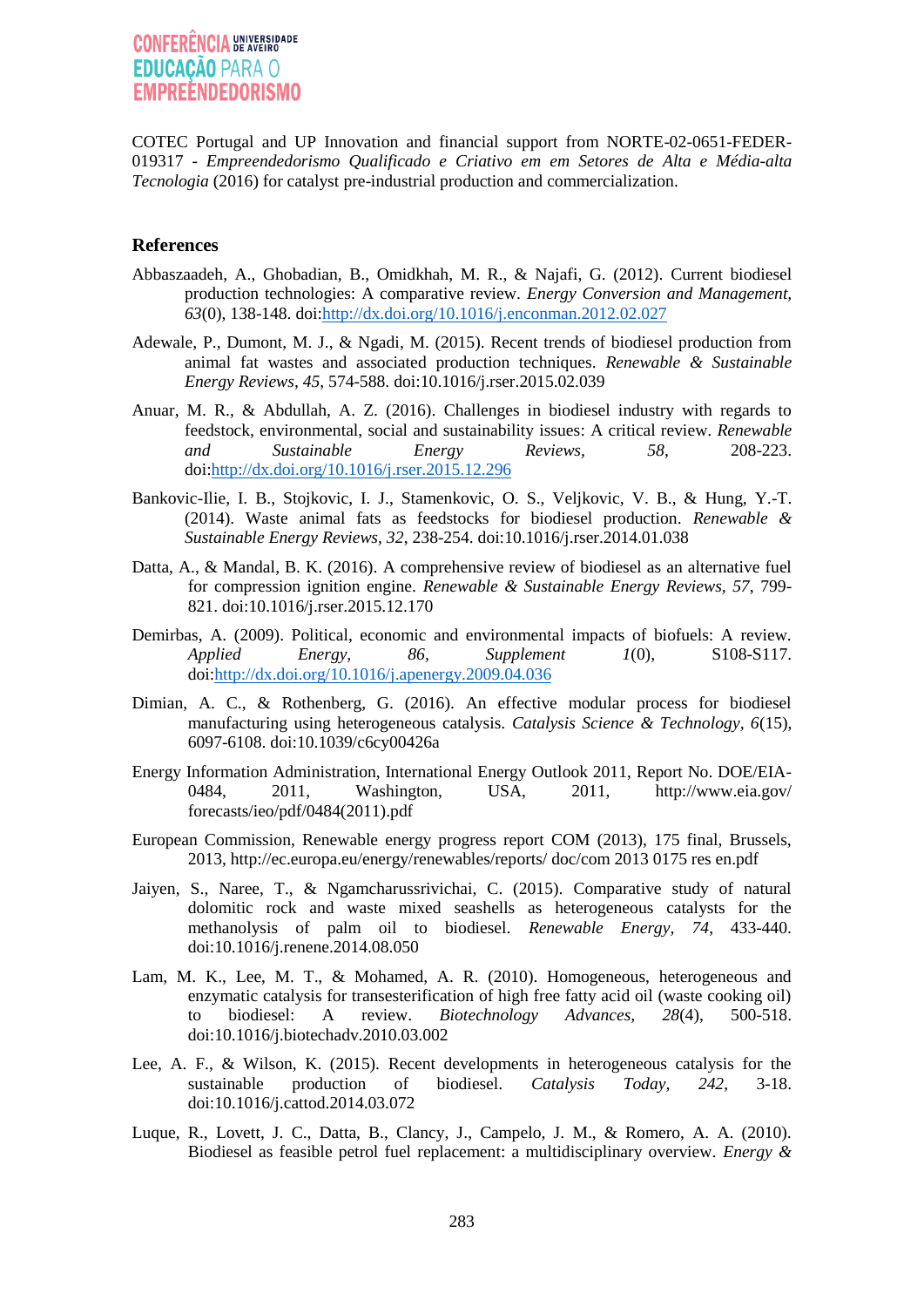COTEC Portugal and UP Innovation and financial support from NORTE-02-0651-FEDER-019317 - *Empreendedorismo Qualificado e Criativo em em Setores de Alta e Média-alta Tecnologia* (2016) for catalyst pre-industrial production and commercialization.

## References

Abbaszaadeh, A., Ghobadian, B., Omidkhah, M. R., & Najafi, G. (2012). Current biodiesel production technologies: A comparative review. *Energy Conversion and Management, 63*(0), 138-148. doi:http://dx.doi.org/10.1016/j.enconman.2012.02.027

Adewale, P., Dumont, M. J., & Ngadi, M. (2015). Recent trends of biodiesel production from animal fat wastes and associated production techniques. *Renewable & Sustainable Energy Reviews, 45*, 574-588. doi:10.1016/j.rser.2015.02.039

Anuar, M. R., & Abdullah, A. Z. (2016). Challenges in biodiesel industry with regards to feedstock, environmental, social and sustainability issues: A critical review. *Renewable and Sustainable Energy Reviews, 58*, 208-223. doi:http://dx.doi.org/10.1016/j.rser.2015.12.296

Bankovic-Ilie, I. B., Stojkovic, I. J., Stamenkovic, O. S., Veljkovic, V. B., & Hung, Y.-T. (2014). Waste animal fats as feedstocks for biodiesel production. *Renewable & Sustainable Energy Reviews, 32*, 238-254. doi:10.1016/j.rser.2014.01.038

Datta, A., & Mandal, B. K. (2016). A comprehensive review of biodiesel as an alternative fuel for compression ignition engine. *Renewable & Sustainable Energy Reviews, 57*, 799-821. doi:10.1016/j.rser.2015.12.170

Demirbas, A. (2009). Political, economic and environmental impacts of biofuels: A review. *Applied Energy, 86, Supplement 1*(0), S108-S117. doi:http://dx.doi.org/10.1016/j.apenergy.2009.04.036

Dimian, A. C., & Rothenberg, G. (2016). An effective modular process for biodiesel manufacturing using heterogeneous catalysis. *Catalysis Science & Technology, 6*(15), 6097-6108. doi:10.1039/c6cy00426a

Energy Information Administration, International Energy Outlook 2011, Report No. DOE/EIA-0484, 2011, Washington, USA, 2011, http://www.eia.gov/ forecasts/ieo/pdf/0484(2011).pdf

European Commission, Renewable energy progress report COM (2013), 175 final, Brussels, 2013, http://ec.europa.eu/energy/renewables/reports/ doc/com 2013 0175 res en.pdf

Jaiyen, S., Naree, T., & Ngamcharussrivichai, C. (2015). Comparative study of natural dolomitic rock and waste mixed seashells as heterogeneous catalysts for the methanolysis of palm oil to biodiesel. *Renewable Energy, 74*, 433-440. doi:10.1016/j.renene.2014.08.050

Lam, M. K., Lee, M. T., & Mohamed, A. R. (2010). Homogeneous, heterogeneous and enzymatic catalysis for transesterification of high free fatty acid oil (waste cooking oil) to biodiesel: A review. *Biotechnology Advances, 28*(4), 500-518. doi:10.1016/j.biotechadv.2010.03.002

Lee, A. F., & Wilson, K. (2015). Recent developments in heterogeneous catalysis for the sustainable production of biodiesel. *Catalysis Today, 242*, 3-18. doi:10.1016/j.cattod.2014.03.072

Luque, R., Lovett, J. C., Datta, B., Clancy, J., Campelo, J. M., & Romero, A. A. (2010). Biodiesel as feasible petrol fuel replacement: a multidisciplinary overview. *Energy &*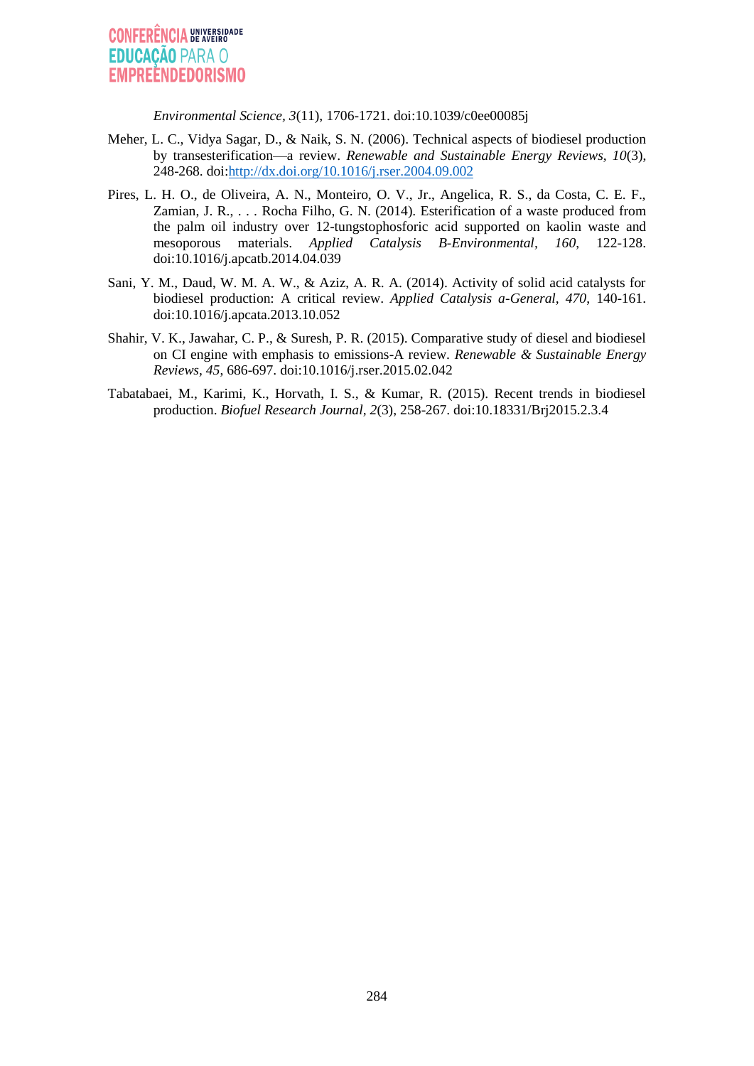*Environmental Science, 3*(11), 1706-1721. doi:10.1039/c0ee00085j

Meher, L. C., Vidya Sagar, D., & Naik, S. N. (2006). Technical aspects of biodiesel production by transesterification—a review. *Renewable and Sustainable Energy Reviews, 10*(3), 248-268. doi:http://dx.doi.org/10.1016/j.rser.2004.09.002

Pires, L. H. O., de Oliveira, A. N., Monteiro, O. V., Jr., Angelica, R. S., da Costa, C. E. F., Zamian, J. R., . . . Rocha Filho, G. N. (2014). Esterification of a waste produced from the palm oil industry over 12-tungstophosforic acid supported on kaolin waste and mesoporous materials. *Applied Catalysis B-Environmental, 160*, 122-128. doi:10.1016/j.apcatb.2014.04.039

Sani, Y. M., Daud, W. M. A. W., & Aziz, A. R. A. (2014). Activity of solid acid catalysts for biodiesel production: A critical review. *Applied Catalysis a-General, 470*, 140-161. doi:10.1016/j.apcata.2013.10.052

Shahir, V. K., Jawahar, C. P., & Suresh, P. R. (2015). Comparative study of diesel and biodiesel on CI engine with emphasis to emissions-A review. *Renewable & Sustainable Energy Reviews, 45*, 686-697. doi:10.1016/j.rser.2015.02.042

Tabatabaei, M., Karimi, K., Horvath, I. S., & Kumar, R. (2015). Recent trends in biodiesel production. *Biofuel Research Journal, 2*(3), 258-267. doi:10.18331/Brj2015.2.3.4